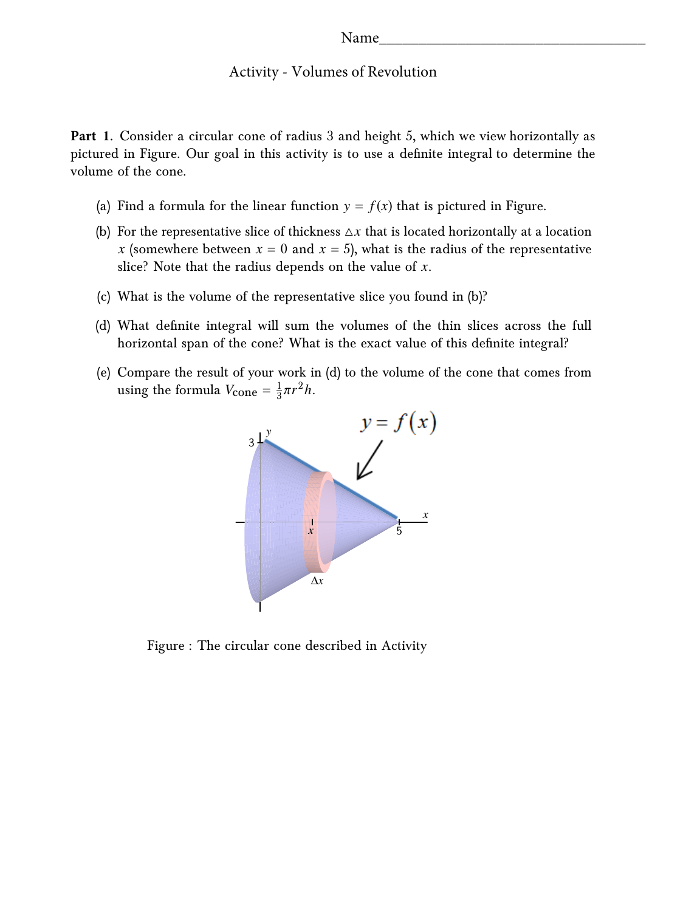Name_________________________________

Activity - Volumes of Revolution

**Part 1**. Consider a circular cone of radius 3 and height 5, which we view horizontally as pictured in Figure. Our goal in this activity is to use a definite integral to determine the volume of the cone.

(a) Find a formula for the linear function $y = f(x)$ that is pictured in Figure.

(b) For the representative slice of thickness $\triangle x$ that is located horizontally at a location $x$ (somewhere between $x = 0$ and $x = 5$), what is the radius of the representative slice? Note that the radius depends on the value of $x$.

(c) What is the volume of the representative slice you found in (b)?

(d) What definite integral will sum the volumes of the thin slices across the full horizontal span of the cone? What is the exact value of this definite integral?

(e) Compare the result of your work in (d) to the volume of the cone that comes from using the formula $V_{\text{cone}} = \frac{1}{3}\pi r^2 h$.

Figure : The circular cone described in Activity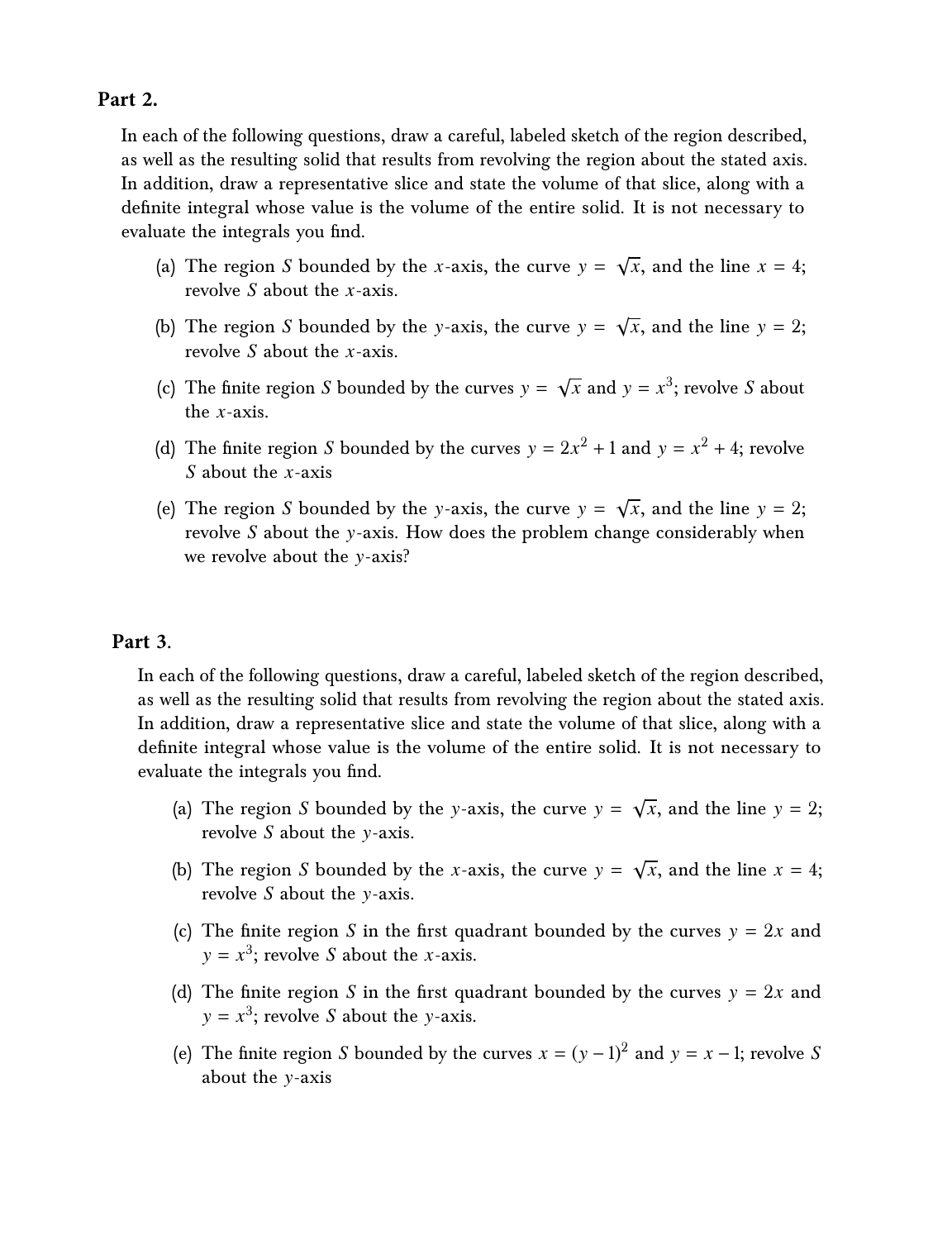## Part 2.

In each of the following questions, draw a careful, labeled sketch of the region described, as well as the resulting solid that results from revolving the region about the stated axis. In addition, draw a representative slice and state the volume of that slice, along with a definite integral whose value is the volume of the entire solid. It is not necessary to evaluate the integrals you find.

(a) The region $S$ bounded by the $x$-axis, the curve $y = \sqrt{x}$, and the line $x = 4$; revolve $S$ about the $x$-axis.

(b) The region $S$ bounded by the $y$-axis, the curve $y = \sqrt{x}$, and the line $y = 2$; revolve $S$ about the $x$-axis.

(c) The finite region $S$ bounded by the curves $y = \sqrt{x}$ and $y = x^3$; revolve $S$ about the $x$-axis.

(d) The finite region $S$ bounded by the curves $y = 2x^2 + 1$ and $y = x^2 + 4$; revolve $S$ about the $x$-axis

(e) The region $S$ bounded by the $y$-axis, the curve $y = \sqrt{x}$, and the line $y = 2$; revolve $S$ about the $y$-axis. How does the problem change considerably when we revolve about the $y$-axis?

## Part 3.

In each of the following questions, draw a careful, labeled sketch of the region described, as well as the resulting solid that results from revolving the region about the stated axis. In addition, draw a representative slice and state the volume of that slice, along with a definite integral whose value is the volume of the entire solid. It is not necessary to evaluate the integrals you find.

(a) The region $S$ bounded by the $y$-axis, the curve $y = \sqrt{x}$, and the line $y = 2$; revolve $S$ about the $y$-axis.

(b) The region $S$ bounded by the $x$-axis, the curve $y = \sqrt{x}$, and the line $x = 4$; revolve $S$ about the $y$-axis.

(c) The finite region $S$ in the first quadrant bounded by the curves $y = 2x$ and $y = x^3$; revolve $S$ about the $x$-axis.

(d) The finite region $S$ in the first quadrant bounded by the curves $y = 2x$ and $y = x^3$; revolve $S$ about the $y$-axis.

(e) The finite region $S$ bounded by the curves $x = (y - 1)^2$ and $y = x - 1$; revolve $S$ about the $y$-axis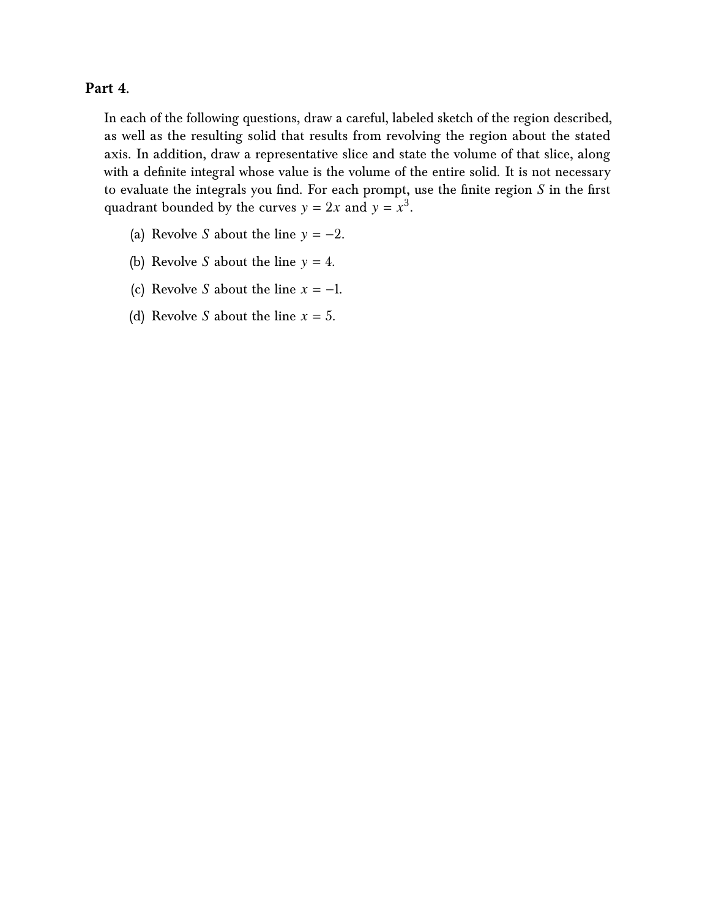**Part 4.**

In each of the following questions, draw a careful, labeled sketch of the region described, as well as the resulting solid that results from revolving the region about the stated axis. In addition, draw a representative slice and state the volume of that slice, along with a definite integral whose value is the volume of the entire solid. It is not necessary to evaluate the integrals you find. For each prompt, use the finite region $S$ in the first quadrant bounded by the curves $y = 2x$ and $y = x^3$.

(a) Revolve $S$ about the line $y = -2$.

(b) Revolve $S$ about the line $y = 4$.

(c) Revolve $S$ about the line $x = -1$.

(d) Revolve $S$ about the line $x = 5$.